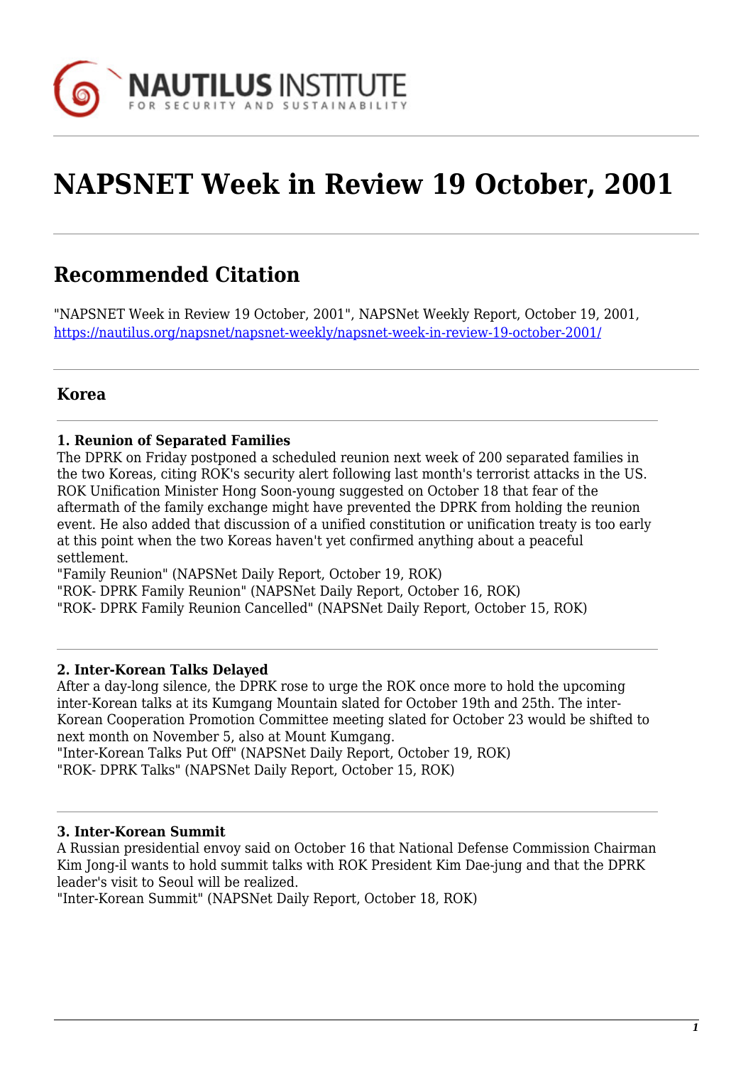# NAPSNET Week in Review 19 October, 2001

## Recommended Citation

"NAPSNET Week in Review 19 October, 2001", NAPSNet Weekly Report, October 19, 2001, https://nautilus.org/napsnet/napsnet-weekly/napsnet-week-in-review-19-october-2001/

### Korea

**1. Reunion of Separated Families**
The DPRK on Friday postponed a scheduled reunion next week of 200 separated families in the two Koreas, citing ROK's security alert following last month's terrorist attacks in the US. ROK Unification Minister Hong Soon-young suggested on October 18 that fear of the aftermath of the family exchange might have prevented the DPRK from holding the reunion event. He also added that discussion of a unified constitution or unification treaty is too early at this point when the two Koreas haven't yet confirmed anything about a peaceful settlement.
"Family Reunion" (NAPSNet Daily Report, October 19, ROK)
"ROK- DPRK Family Reunion" (NAPSNet Daily Report, October 16, ROK)
"ROK- DPRK Family Reunion Cancelled" (NAPSNet Daily Report, October 15, ROK)

**2. Inter-Korean Talks Delayed**
After a day-long silence, the DPRK rose to urge the ROK once more to hold the upcoming inter-Korean talks at its Kumgang Mountain slated for October 19th and 25th. The inter-Korean Cooperation Promotion Committee meeting slated for October 23 would be shifted to next month on November 5, also at Mount Kumgang.
"Inter-Korean Talks Put Off" (NAPSNet Daily Report, October 19, ROK)
"ROK- DPRK Talks" (NAPSNet Daily Report, October 15, ROK)

**3. Inter-Korean Summit**
A Russian presidential envoy said on October 16 that National Defense Commission Chairman Kim Jong-il wants to hold summit talks with ROK President Kim Dae-jung and that the DPRK leader's visit to Seoul will be realized.
"Inter-Korean Summit" (NAPSNet Daily Report, October 18, ROK)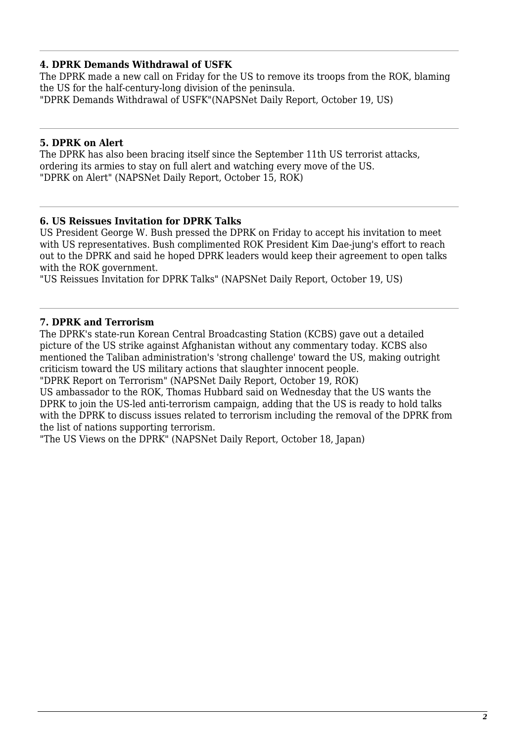---

**4. DPRK Demands Withdrawal of USFK**

The DPRK made a new call on Friday for the US to remove its troops from the ROK, blaming the US for the half-century-long division of the peninsula.
"DPRK Demands Withdrawal of USFK"(NAPSNet Daily Report, October 19, US)

---

**5. DPRK on Alert**

The DPRK has also been bracing itself since the September 11th US terrorist attacks, ordering its armies to stay on full alert and watching every move of the US.
"DPRK on Alert" (NAPSNet Daily Report, October 15, ROK)

---

**6. US Reissues Invitation for DPRK Talks**

US President George W. Bush pressed the DPRK on Friday to accept his invitation to meet with US representatives. Bush complimented ROK President Kim Dae-jung's effort to reach out to the DPRK and said he hoped DPRK leaders would keep their agreement to open talks with the ROK government.
"US Reissues Invitation for DPRK Talks" (NAPSNet Daily Report, October 19, US)

---

**7. DPRK and Terrorism**

The DPRK's state-run Korean Central Broadcasting Station (KCBS) gave out a detailed picture of the US strike against Afghanistan without any commentary today. KCBS also mentioned the Taliban administration's 'strong challenge' toward the US, making outright criticism toward the US military actions that slaughter innocent people.
"DPRK Report on Terrorism" (NAPSNet Daily Report, October 19, ROK)
US ambassador to the ROK, Thomas Hubbard said on Wednesday that the US wants the DPRK to join the US-led anti-terrorism campaign, adding that the US is ready to hold talks with the DPRK to discuss issues related to terrorism including the removal of the DPRK from the list of nations supporting terrorism.
"The US Views on the DPRK" (NAPSNet Daily Report, October 18, Japan)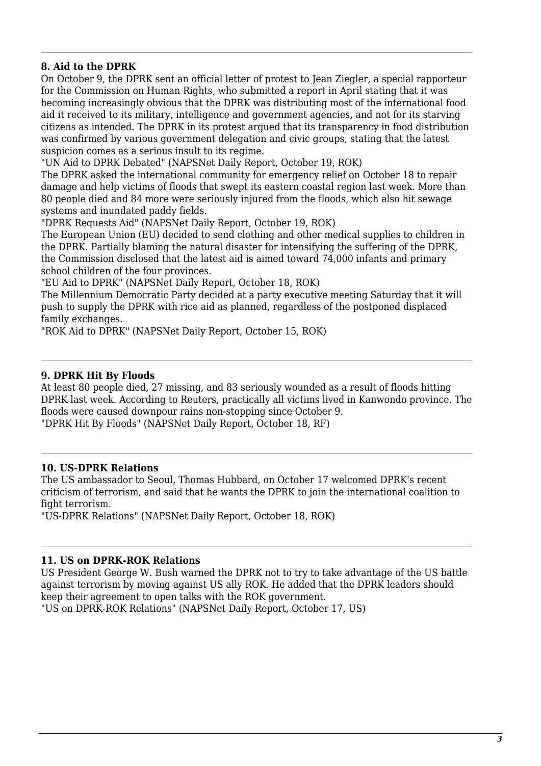### 8. Aid to the DPRK

On October 9, the DPRK sent an official letter of protest to Jean Ziegler, a special rapporteur for the Commission on Human Rights, who submitted a report in April stating that it was becoming increasingly obvious that the DPRK was distributing most of the international food aid it received to its military, intelligence and government agencies, and not for its starving citizens as intended. The DPRK in its protest argued that its transparency in food distribution was confirmed by various government delegation and civic groups, stating that the latest suspicion comes as a serious insult to its regime.

"UN Aid to DPRK Debated" (NAPSNet Daily Report, October 19, ROK)

The DPRK asked the international community for emergency relief on October 18 to repair damage and help victims of floods that swept its eastern coastal region last week. More than 80 people died and 84 more were seriously injured from the floods, which also hit sewage systems and inundated paddy fields.

"DPRK Requests Aid" (NAPSNet Daily Report, October 19, ROK)

The European Union (EU) decided to send clothing and other medical supplies to children in the DPRK. Partially blaming the natural disaster for intensifying the suffering of the DPRK, the Commission disclosed that the latest aid is aimed toward 74,000 infants and primary school children of the four provinces.

"EU Aid to DPRK" (NAPSNet Daily Report, October 18, ROK)

The Millennium Democratic Party decided at a party executive meeting Saturday that it will push to supply the DPRK with rice aid as planned, regardless of the postponed displaced family exchanges.

"ROK Aid to DPRK" (NAPSNet Daily Report, October 15, ROK)

### 9. DPRK Hit By Floods

At least 80 people died, 27 missing, and 83 seriously wounded as a result of floods hitting DPRK last week. According to Reuters, practically all victims lived in Kanwondo province. The floods were caused downpour rains non-stopping since October 9.

"DPRK Hit By Floods" (NAPSNet Daily Report, October 18, RF)

### 10. US-DPRK Relations

The US ambassador to Seoul, Thomas Hubbard, on October 17 welcomed DPRK's recent criticism of terrorism, and said that he wants the DPRK to join the international coalition to fight terrorism.

"US-DPRK Relations" (NAPSNet Daily Report, October 18, ROK)

### 11. US on DPRK-ROK Relations

US President George W. Bush warned the DPRK not to try to take advantage of the US battle against terrorism by moving against US ally ROK. He added that the DPRK leaders should keep their agreement to open talks with the ROK government.

"US on DPRK-ROK Relations" (NAPSNet Daily Report, October 17, US)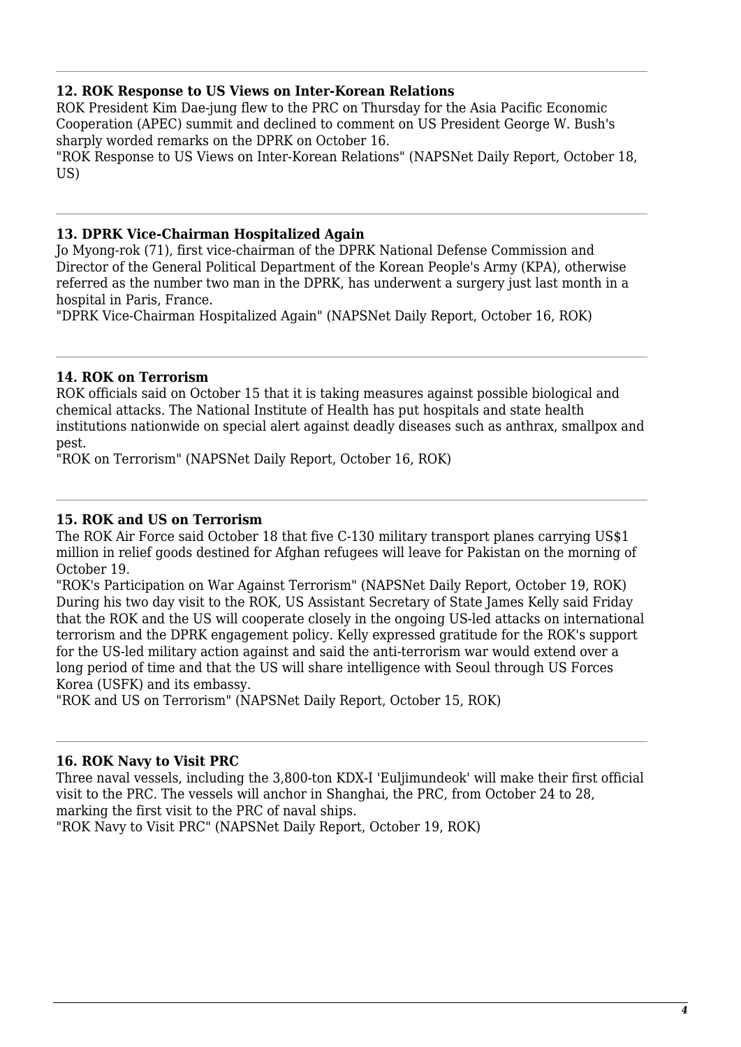### 12. ROK Response to US Views on Inter-Korean Relations

ROK President Kim Dae-jung flew to the PRC on Thursday for the Asia Pacific Economic Cooperation (APEC) summit and declined to comment on US President George W. Bush's sharply worded remarks on the DPRK on October 16.

"ROK Response to US Views on Inter-Korean Relations" (NAPSNet Daily Report, October 18, US)

---

### 13. DPRK Vice-Chairman Hospitalized Again

Jo Myong-rok (71), first vice-chairman of the DPRK National Defense Commission and Director of the General Political Department of the Korean People's Army (KPA), otherwise referred as the number two man in the DPRK, has underwent a surgery just last month in a hospital in Paris, France.

"DPRK Vice-Chairman Hospitalized Again" (NAPSNet Daily Report, October 16, ROK)

---

### 14. ROK on Terrorism

ROK officials said on October 15 that it is taking measures against possible biological and chemical attacks. The National Institute of Health has put hospitals and state health institutions nationwide on special alert against deadly diseases such as anthrax, smallpox and pest.

"ROK on Terrorism" (NAPSNet Daily Report, October 16, ROK)

---

### 15. ROK and US on Terrorism

The ROK Air Force said October 18 that five C-130 military transport planes carrying US$1 million in relief goods destined for Afghan refugees will leave for Pakistan on the morning of October 19.

"ROK's Participation on War Against Terrorism" (NAPSNet Daily Report, October 19, ROK)

During his two day visit to the ROK, US Assistant Secretary of State James Kelly said Friday that the ROK and the US will cooperate closely in the ongoing US-led attacks on international terrorism and the DPRK engagement policy. Kelly expressed gratitude for the ROK's support for the US-led military action against and said the anti-terrorism war would extend over a long period of time and that the US will share intelligence with Seoul through US Forces Korea (USFK) and its embassy.

"ROK and US on Terrorism" (NAPSNet Daily Report, October 15, ROK)

---

### 16. ROK Navy to Visit PRC

Three naval vessels, including the 3,800-ton KDX-I 'Euljimundeok' will make their first official visit to the PRC. The vessels will anchor in Shanghai, the PRC, from October 24 to 28, marking the first visit to the PRC of naval ships.

"ROK Navy to Visit PRC" (NAPSNet Daily Report, October 19, ROK)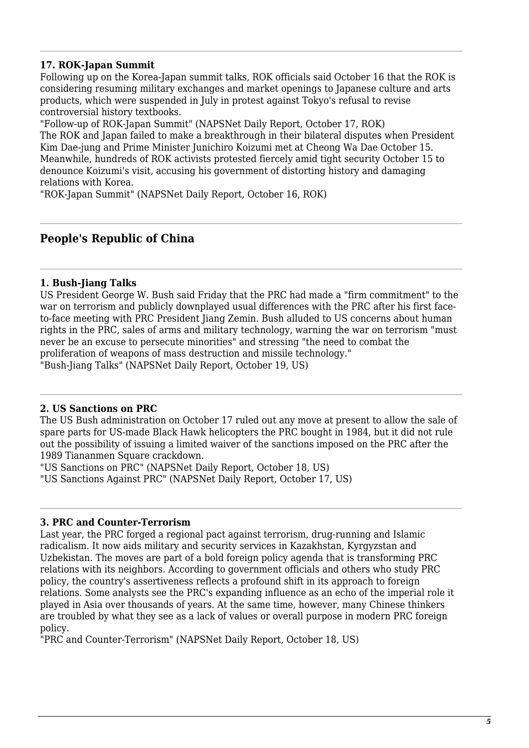### 17. ROK-Japan Summit

Following up on the Korea-Japan summit talks, ROK officials said October 16 that the ROK is considering resuming military exchanges and market openings to Japanese culture and arts products, which were suspended in July in protest against Tokyo's refusal to revise controversial history textbooks.

"Follow-up of ROK-Japan Summit" (NAPSNet Daily Report, October 17, ROK)

The ROK and Japan failed to make a breakthrough in their bilateral disputes when President Kim Dae-jung and Prime Minister Junichiro Koizumi met at Cheong Wa Dae October 15. Meanwhile, hundreds of ROK activists protested fiercely amid tight security October 15 to denounce Koizumi's visit, accusing his government of distorting history and damaging relations with Korea.

"ROK-Japan Summit" (NAPSNet Daily Report, October 16, ROK)

## People's Republic of China

### 1. Bush-Jiang Talks

US President George W. Bush said Friday that the PRC had made a "firm commitment" to the war on terrorism and publicly downplayed usual differences with the PRC after his first face-to-face meeting with PRC President Jiang Zemin. Bush alluded to US concerns about human rights in the PRC, sales of arms and military technology, warning the war on terrorism "must never be an excuse to persecute minorities" and stressing "the need to combat the proliferation of weapons of mass destruction and missile technology."

"Bush-Jiang Talks" (NAPSNet Daily Report, October 19, US)

### 2. US Sanctions on PRC

The US Bush administration on October 17 ruled out any move at present to allow the sale of spare parts for US-made Black Hawk helicopters the PRC bought in 1984, but it did not rule out the possibility of issuing a limited waiver of the sanctions imposed on the PRC after the 1989 Tiananmen Square crackdown.

"US Sanctions on PRC" (NAPSNet Daily Report, October 18, US)

"US Sanctions Against PRC" (NAPSNet Daily Report, October 17, US)

### 3. PRC and Counter-Terrorism

Last year, the PRC forged a regional pact against terrorism, drug-running and Islamic radicalism. It now aids military and security services in Kazakhstan, Kyrgyzstan and Uzbekistan. The moves are part of a bold foreign policy agenda that is transforming PRC relations with its neighbors. According to government officials and others who study PRC policy, the country's assertiveness reflects a profound shift in its approach to foreign relations. Some analysts see the PRC's expanding influence as an echo of the imperial role it played in Asia over thousands of years. At the same time, however, many Chinese thinkers are troubled by what they see as a lack of values or overall purpose in modern PRC foreign policy.

"PRC and Counter-Terrorism" (NAPSNet Daily Report, October 18, US)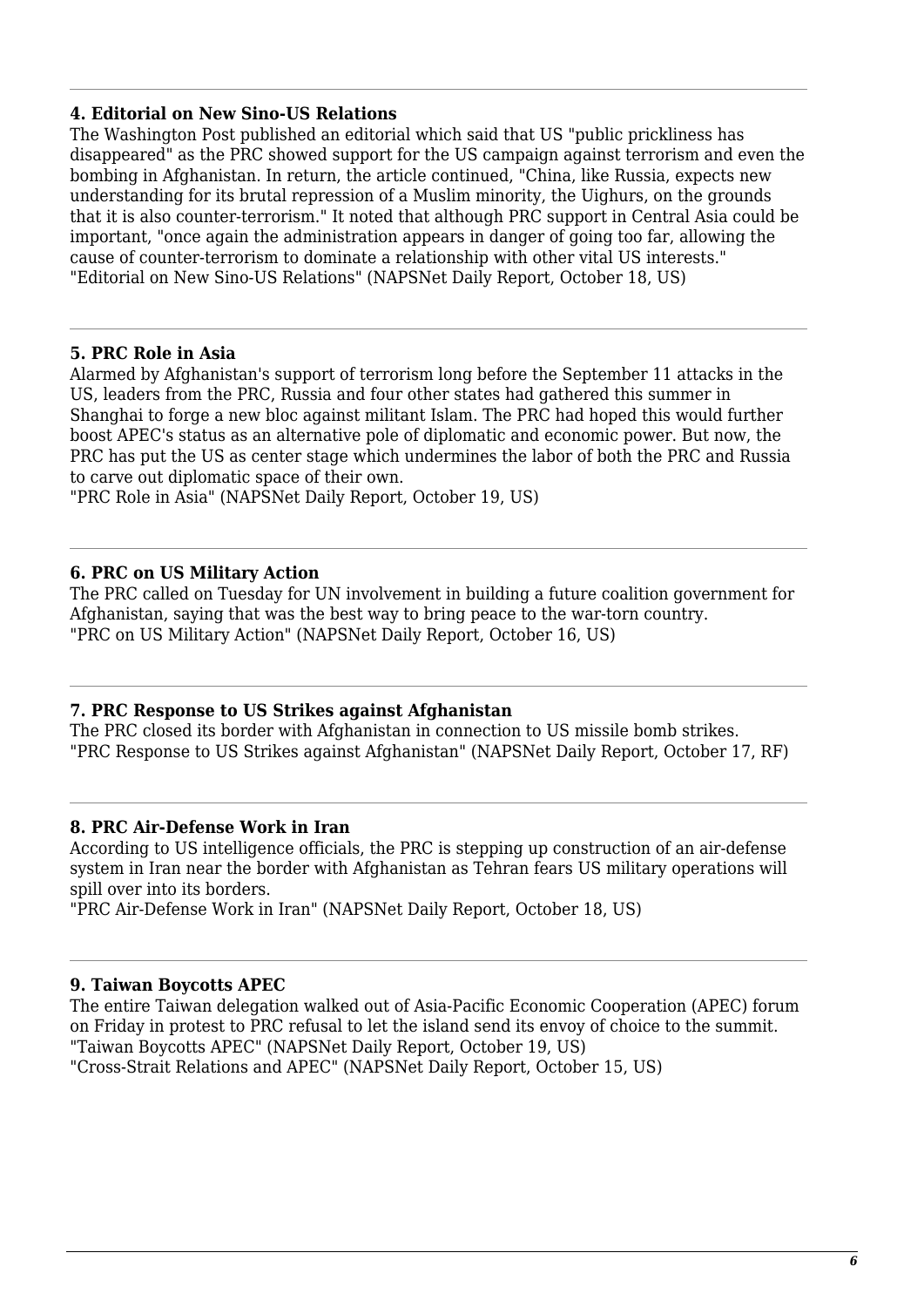### 4. Editorial on New Sino-US Relations

The Washington Post published an editorial which said that US "public prickliness has disappeared" as the PRC showed support for the US campaign against terrorism and even the bombing in Afghanistan. In return, the article continued, "China, like Russia, expects new understanding for its brutal repression of a Muslim minority, the Uighurs, on the grounds that it is also counter-terrorism." It noted that although PRC support in Central Asia could be important, "once again the administration appears in danger of going too far, allowing the cause of counter-terrorism to dominate a relationship with other vital US interests."
"Editorial on New Sino-US Relations" (NAPSNet Daily Report, October 18, US)

### 5. PRC Role in Asia

Alarmed by Afghanistan's support of terrorism long before the September 11 attacks in the US, leaders from the PRC, Russia and four other states had gathered this summer in Shanghai to forge a new bloc against militant Islam. The PRC had hoped this would further boost APEC's status as an alternative pole of diplomatic and economic power. But now, the PRC has put the US as center stage which undermines the labor of both the PRC and Russia to carve out diplomatic space of their own.
"PRC Role in Asia" (NAPSNet Daily Report, October 19, US)

### 6. PRC on US Military Action

The PRC called on Tuesday for UN involvement in building a future coalition government for Afghanistan, saying that was the best way to bring peace to the war-torn country.
"PRC on US Military Action" (NAPSNet Daily Report, October 16, US)

### 7. PRC Response to US Strikes against Afghanistan

The PRC closed its border with Afghanistan in connection to US missile bomb strikes.
"PRC Response to US Strikes against Afghanistan" (NAPSNet Daily Report, October 17, RF)

### 8. PRC Air-Defense Work in Iran

According to US intelligence officials, the PRC is stepping up construction of an air-defense system in Iran near the border with Afghanistan as Tehran fears US military operations will spill over into its borders.
"PRC Air-Defense Work in Iran" (NAPSNet Daily Report, October 18, US)

### 9. Taiwan Boycotts APEC

The entire Taiwan delegation walked out of Asia-Pacific Economic Cooperation (APEC) forum on Friday in protest to PRC refusal to let the island send its envoy of choice to the summit.
"Taiwan Boycotts APEC" (NAPSNet Daily Report, October 19, US)
"Cross-Strait Relations and APEC" (NAPSNet Daily Report, October 15, US)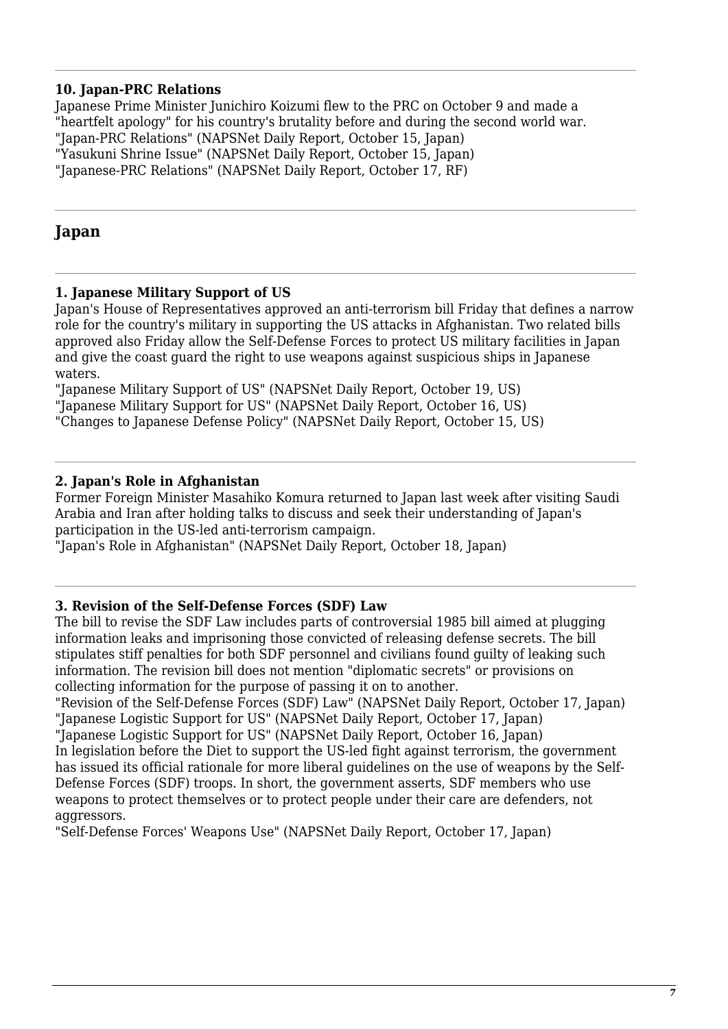---

### 10. Japan-PRC Relations

Japanese Prime Minister Junichiro Koizumi flew to the PRC on October 9 and made a "heartfelt apology" for his country's brutality before and during the second world war.
"Japan-PRC Relations" (NAPSNet Daily Report, October 15, Japan)
"Yasukuni Shrine Issue" (NAPSNet Daily Report, October 15, Japan)
"Japanese-PRC Relations" (NAPSNet Daily Report, October 17, RF)

---

## Japan

---

### 1. Japanese Military Support of US

Japan's House of Representatives approved an anti-terrorism bill Friday that defines a narrow role for the country's military in supporting the US attacks in Afghanistan. Two related bills approved also Friday allow the Self-Defense Forces to protect US military facilities in Japan and give the coast guard the right to use weapons against suspicious ships in Japanese waters.
"Japanese Military Support of US" (NAPSNet Daily Report, October 19, US)
"Japanese Military Support for US" (NAPSNet Daily Report, October 16, US)
"Changes to Japanese Defense Policy" (NAPSNet Daily Report, October 15, US)

---

### 2. Japan's Role in Afghanistan

Former Foreign Minister Masahiko Komura returned to Japan last week after visiting Saudi Arabia and Iran after holding talks to discuss and seek their understanding of Japan's participation in the US-led anti-terrorism campaign.
"Japan's Role in Afghanistan" (NAPSNet Daily Report, October 18, Japan)

---

### 3. Revision of the Self-Defense Forces (SDF) Law

The bill to revise the SDF Law includes parts of controversial 1985 bill aimed at plugging information leaks and imprisoning those convicted of releasing defense secrets. The bill stipulates stiff penalties for both SDF personnel and civilians found guilty of leaking such information. The revision bill does not mention "diplomatic secrets" or provisions on collecting information for the purpose of passing it on to another.
"Revision of the Self-Defense Forces (SDF) Law" (NAPSNet Daily Report, October 17, Japan)
"Japanese Logistic Support for US" (NAPSNet Daily Report, October 17, Japan)
"Japanese Logistic Support for US" (NAPSNet Daily Report, October 16, Japan)
In legislation before the Diet to support the US-led fight against terrorism, the government has issued its official rationale for more liberal guidelines on the use of weapons by the Self-Defense Forces (SDF) troops. In short, the government asserts, SDF members who use weapons to protect themselves or to protect people under their care are defenders, not aggressors.
"Self-Defense Forces' Weapons Use" (NAPSNet Daily Report, October 17, Japan)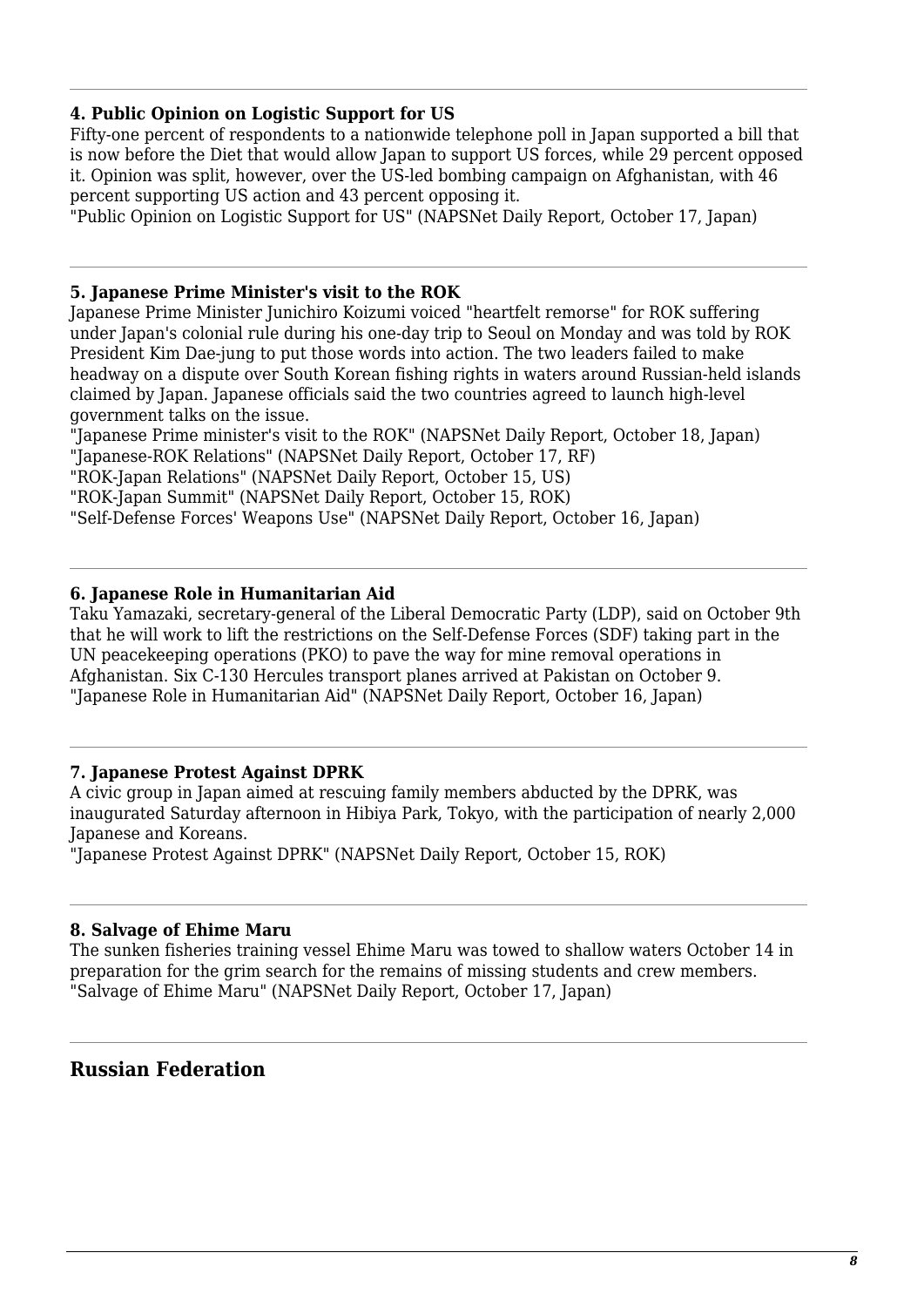#### 4. Public Opinion on Logistic Support for US

Fifty-one percent of respondents to a nationwide telephone poll in Japan supported a bill that is now before the Diet that would allow Japan to support US forces, while 29 percent opposed it. Opinion was split, however, over the US-led bombing campaign on Afghanistan, with 46 percent supporting US action and 43 percent opposing it.

"Public Opinion on Logistic Support for US" (NAPSNet Daily Report, October 17, Japan)

---

#### 5. Japanese Prime Minister's visit to the ROK

Japanese Prime Minister Junichiro Koizumi voiced "heartfelt remorse" for ROK suffering under Japan's colonial rule during his one-day trip to Seoul on Monday and was told by ROK President Kim Dae-jung to put those words into action. The two leaders failed to make headway on a dispute over South Korean fishing rights in waters around Russian-held islands claimed by Japan. Japanese officials said the two countries agreed to launch high-level government talks on the issue.

"Japanese Prime minister's visit to the ROK" (NAPSNet Daily Report, October 18, Japan)
"Japanese-ROK Relations" (NAPSNet Daily Report, October 17, RF)
"ROK-Japan Relations" (NAPSNet Daily Report, October 15, US)
"ROK-Japan Summit" (NAPSNet Daily Report, October 15, ROK)
"Self-Defense Forces' Weapons Use" (NAPSNet Daily Report, October 16, Japan)

---

#### 6. Japanese Role in Humanitarian Aid

Taku Yamazaki, secretary-general of the Liberal Democratic Party (LDP), said on October 9th that he will work to lift the restrictions on the Self-Defense Forces (SDF) taking part in the UN peacekeeping operations (PKO) to pave the way for mine removal operations in Afghanistan. Six C-130 Hercules transport planes arrived at Pakistan on October 9.

"Japanese Role in Humanitarian Aid" (NAPSNet Daily Report, October 16, Japan)

---

#### 7. Japanese Protest Against DPRK

A civic group in Japan aimed at rescuing family members abducted by the DPRK, was inaugurated Saturday afternoon in Hibiya Park, Tokyo, with the participation of nearly 2,000 Japanese and Koreans.

"Japanese Protest Against DPRK" (NAPSNet Daily Report, October 15, ROK)

---

#### 8. Salvage of Ehime Maru

The sunken fisheries training vessel Ehime Maru was towed to shallow waters October 14 in preparation for the grim search for the remains of missing students and crew members.

"Salvage of Ehime Maru" (NAPSNet Daily Report, October 17, Japan)

---

### Russian Federation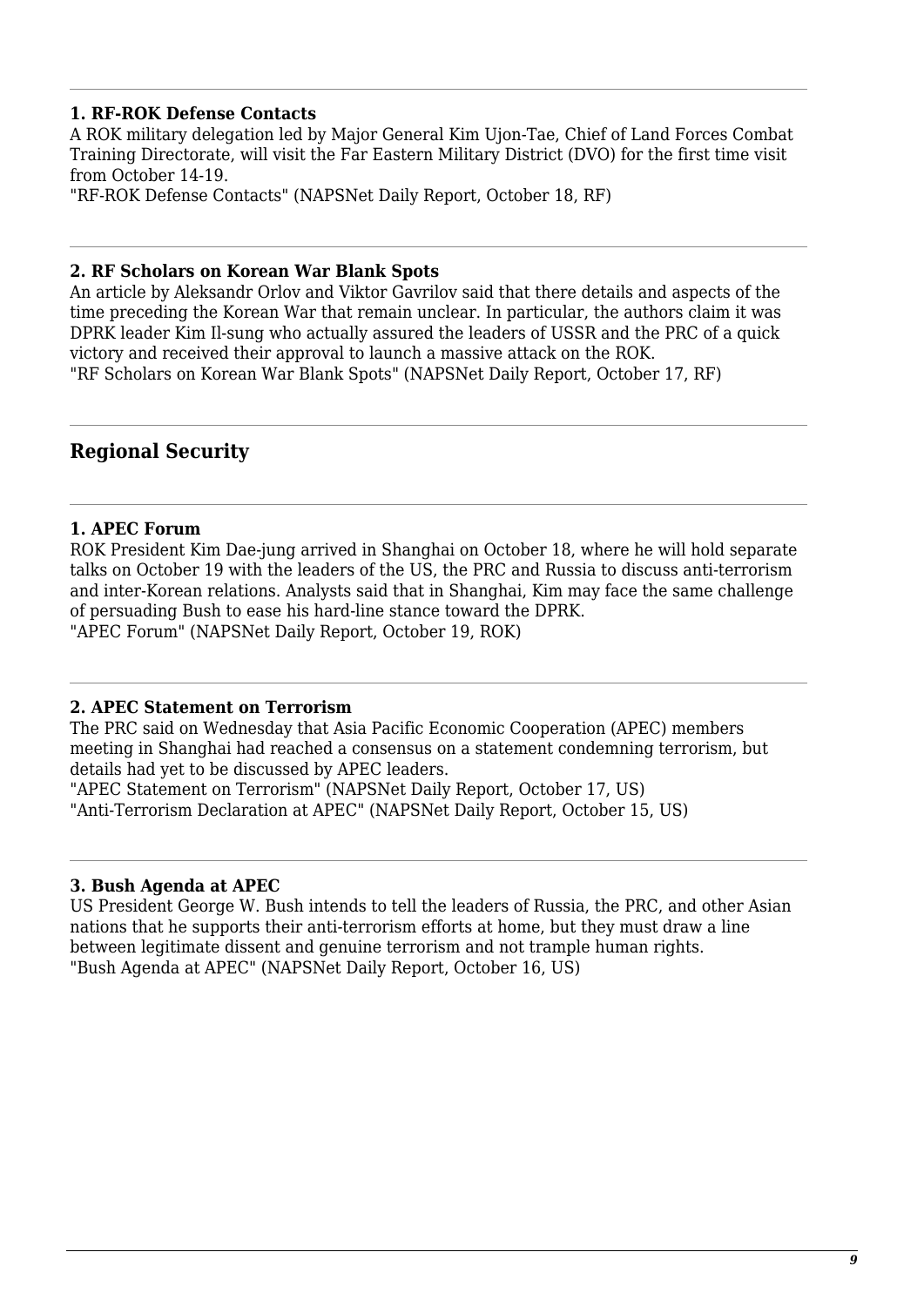#### 1. RF-ROK Defense Contacts

A ROK military delegation led by Major General Kim Ujon-Tae, Chief of Land Forces Combat Training Directorate, will visit the Far Eastern Military District (DVO) for the first time visit from October 14-19.

"RF-ROK Defense Contacts" (NAPSNet Daily Report, October 18, RF)

#### 2. RF Scholars on Korean War Blank Spots

An article by Aleksandr Orlov and Viktor Gavrilov said that there details and aspects of the time preceding the Korean War that remain unclear. In particular, the authors claim it was DPRK leader Kim Il-sung who actually assured the leaders of USSR and the PRC of a quick victory and received their approval to launch a massive attack on the ROK.

"RF Scholars on Korean War Blank Spots" (NAPSNet Daily Report, October 17, RF)

## Regional Security

#### 1. APEC Forum

ROK President Kim Dae-jung arrived in Shanghai on October 18, where he will hold separate talks on October 19 with the leaders of the US, the PRC and Russia to discuss anti-terrorism and inter-Korean relations. Analysts said that in Shanghai, Kim may face the same challenge of persuading Bush to ease his hard-line stance toward the DPRK.

"APEC Forum" (NAPSNet Daily Report, October 19, ROK)

#### 2. APEC Statement on Terrorism

The PRC said on Wednesday that Asia Pacific Economic Cooperation (APEC) members meeting in Shanghai had reached a consensus on a statement condemning terrorism, but details had yet to be discussed by APEC leaders.

"APEC Statement on Terrorism" (NAPSNet Daily Report, October 17, US)
"Anti-Terrorism Declaration at APEC" (NAPSNet Daily Report, October 15, US)

#### 3. Bush Agenda at APEC

US President George W. Bush intends to tell the leaders of Russia, the PRC, and other Asian nations that he supports their anti-terrorism efforts at home, but they must draw a line between legitimate dissent and genuine terrorism and not trample human rights.

"Bush Agenda at APEC" (NAPSNet Daily Report, October 16, US)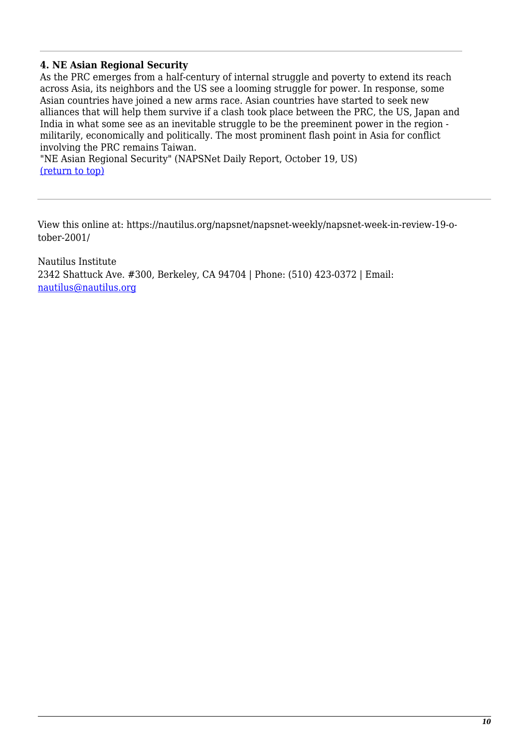### 4. NE Asian Regional Security

As the PRC emerges from a half-century of internal struggle and poverty to extend its reach across Asia, its neighbors and the US see a looming struggle for power. In response, some Asian countries have joined a new arms race. Asian countries have started to seek new alliances that will help them survive if a clash took place between the PRC, the US, Japan and India in what some see as an inevitable struggle to be the preeminent power in the region - militarily, economically and politically. The most prominent flash point in Asia for conflict involving the PRC remains Taiwan.

"NE Asian Regional Security" (NAPSNet Daily Report, October 19, US)

[(return to top)]

---

View this online at: https://nautilus.org/napsnet/napsnet-weekly/napsnet-week-in-review-19-october-2001/

Nautilus Institute

2342 Shattuck Ave. #300, Berkeley, CA 94704 | Phone: (510) 423-0372 | Email: nautilus@nautilus.org